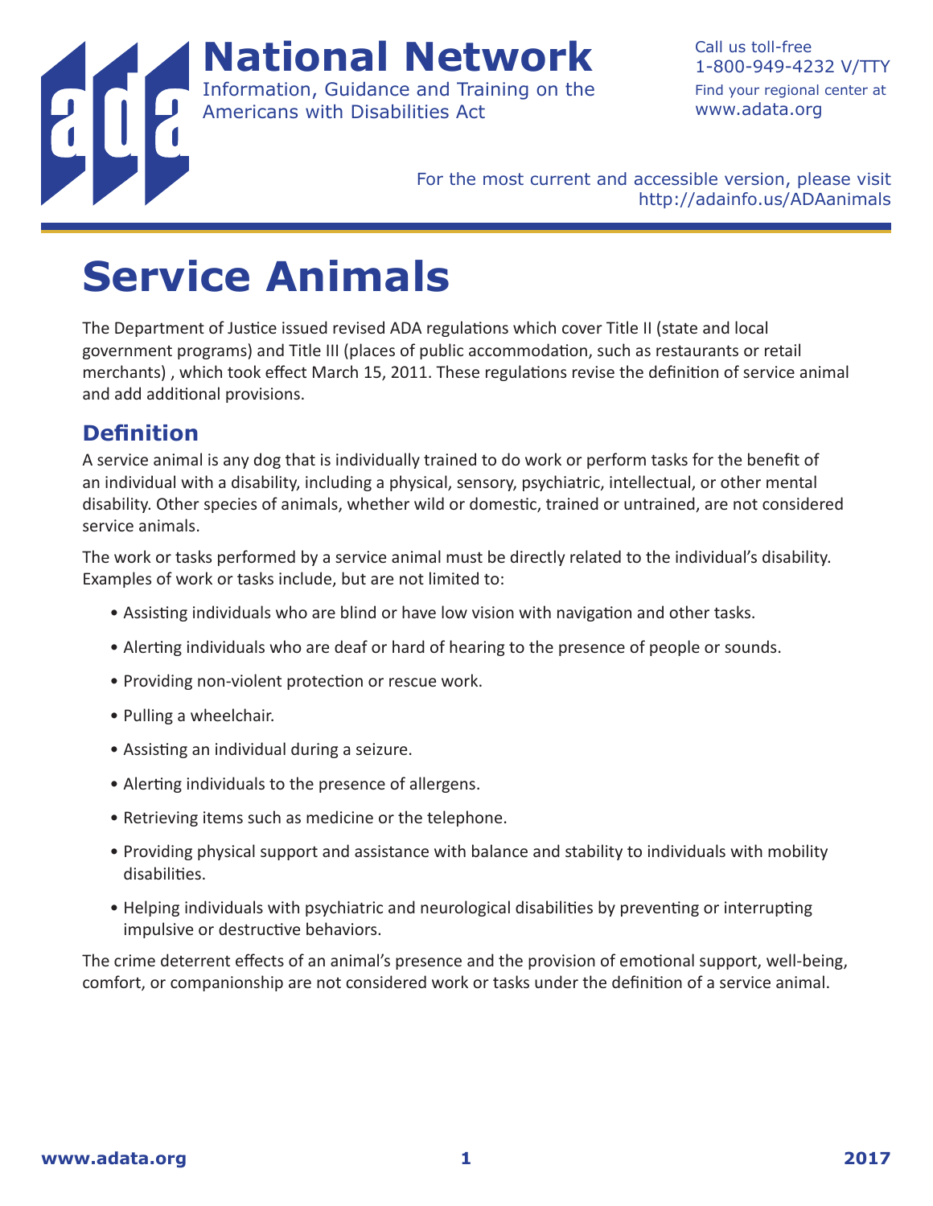# National Network

Information, Guidance and Training on the Americans with Disabilities Act

Call us toll-free 1-800-949-4232 V/TTY
Find your regional center at www.adata.org

For the most current and accessible version, please visit http://adainfo.us/ADAanimals

# Service Animals

The Department of Justice issued revised ADA regulations which cover Title II (state and local government programs) and Title III (places of public accommodation, such as restaurants or retail merchants) , which took effect March 15, 2011. These regulations revise the definition of service animal and add additional provisions.

## Definition

A service animal is any dog that is individually trained to do work or perform tasks for the benefit of an individual with a disability, including a physical, sensory, psychiatric, intellectual, or other mental disability. Other species of animals, whether wild or domestic, trained or untrained, are not considered service animals.

The work or tasks performed by a service animal must be directly related to the individual's disability. Examples of work or tasks include, but are not limited to:

- Assisting individuals who are blind or have low vision with navigation and other tasks.
- Alerting individuals who are deaf or hard of hearing to the presence of people or sounds.
- Providing non-violent protection or rescue work.
- Pulling a wheelchair.
- Assisting an individual during a seizure.
- Alerting individuals to the presence of allergens.
- Retrieving items such as medicine or the telephone.
- Providing physical support and assistance with balance and stability to individuals with mobility disabilities.
- Helping individuals with psychiatric and neurological disabilities by preventing or interrupting impulsive or destructive behaviors.

The crime deterrent effects of an animal's presence and the provision of emotional support, well-being, comfort, or companionship are not considered work or tasks under the definition of a service animal.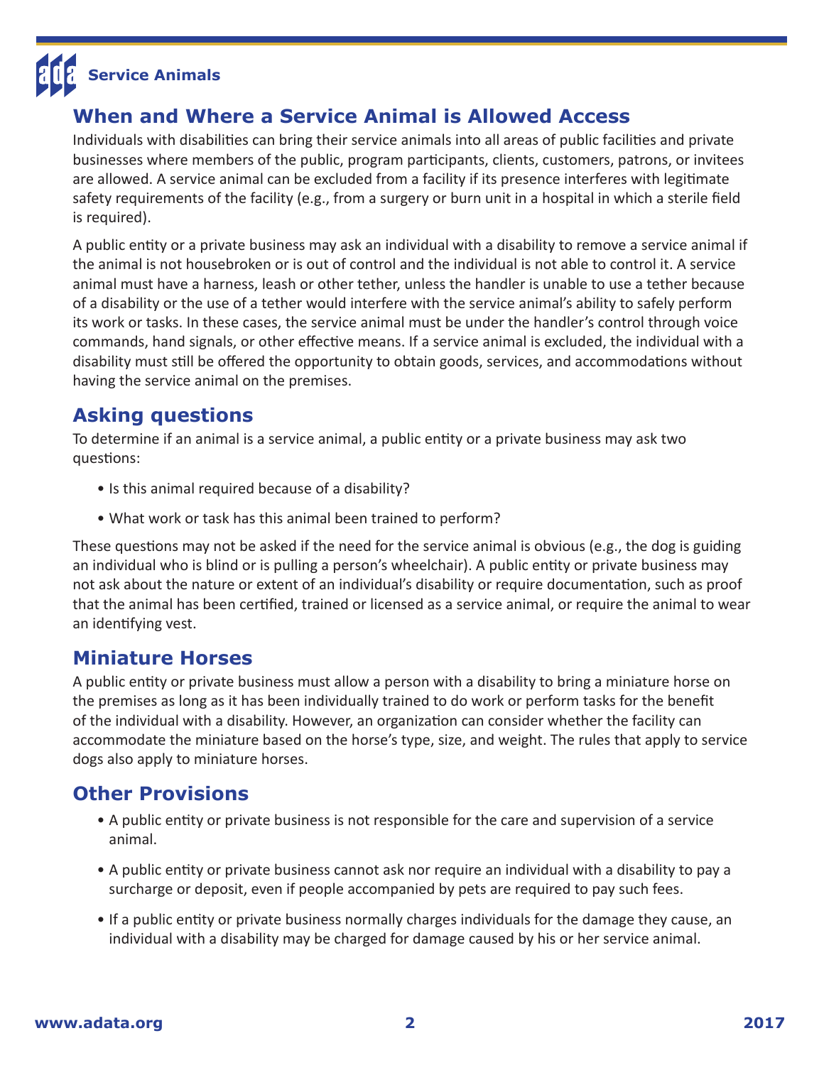## When and Where a Service Animal is Allowed Access

Individuals with disabilities can bring their service animals into all areas of public facilities and private businesses where members of the public, program participants, clients, customers, patrons, or invitees are allowed. A service animal can be excluded from a facility if its presence interferes with legitimate safety requirements of the facility (e.g., from a surgery or burn unit in a hospital in which a sterile field is required).

A public entity or a private business may ask an individual with a disability to remove a service animal if the animal is not housebroken or is out of control and the individual is not able to control it. A service animal must have a harness, leash or other tether, unless the handler is unable to use a tether because of a disability or the use of a tether would interfere with the service animal's ability to safely perform its work or tasks. In these cases, the service animal must be under the handler's control through voice commands, hand signals, or other effective means. If a service animal is excluded, the individual with a disability must still be offered the opportunity to obtain goods, services, and accommodations without having the service animal on the premises.

## Asking questions

To determine if an animal is a service animal, a public entity or a private business may ask two questions:

- Is this animal required because of a disability?
- What work or task has this animal been trained to perform?

These questions may not be asked if the need for the service animal is obvious (e.g., the dog is guiding an individual who is blind or is pulling a person's wheelchair). A public entity or private business may not ask about the nature or extent of an individual's disability or require documentation, such as proof that the animal has been certified, trained or licensed as a service animal, or require the animal to wear an identifying vest.

## Miniature Horses

A public entity or private business must allow a person with a disability to bring a miniature horse on the premises as long as it has been individually trained to do work or perform tasks for the benefit of the individual with a disability. However, an organization can consider whether the facility can accommodate the miniature based on the horse's type, size, and weight. The rules that apply to service dogs also apply to miniature horses.

## Other Provisions

- A public entity or private business is not responsible for the care and supervision of a service animal.
- A public entity or private business cannot ask nor require an individual with a disability to pay a surcharge or deposit, even if people accompanied by pets are required to pay such fees.
- If a public entity or private business normally charges individuals for the damage they cause, an individual with a disability may be charged for damage caused by his or her service animal.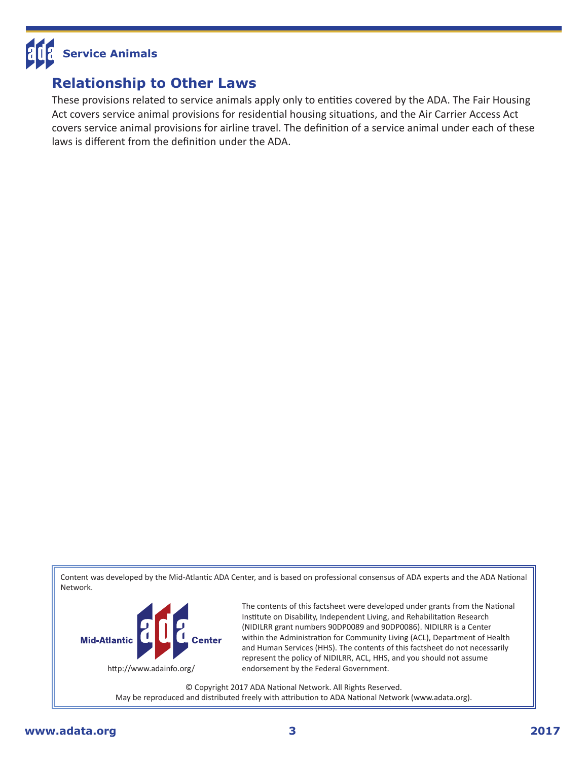## Relationship to Other Laws

These provisions related to service animals apply only to entities covered by the ADA. The Fair Housing Act covers service animal provisions for residential housing situations, and the Air Carrier Access Act covers service animal provisions for airline travel. The definition of a service animal under each of these laws is different from the definition under the ADA.

Content was developed by the Mid-Atlantic ADA Center, and is based on professional consensus of ADA experts and the ADA National Network.

Mid-Atlantic ada Center

http://www.adainfo.org/

The contents of this factsheet were developed under grants from the National Institute on Disability, Independent Living, and Rehabilitation Research (NIDILRR grant numbers 90DP0089 and 90DP0086). NIDILRR is a Center within the Administration for Community Living (ACL), Department of Health and Human Services (HHS). The contents of this factsheet do not necessarily represent the policy of NIDILRR, ACL, HHS, and you should not assume endorsement by the Federal Government.

© Copyright 2017 ADA National Network. All Rights Reserved.
May be reproduced and distributed freely with attribution to ADA National Network (www.adata.org).